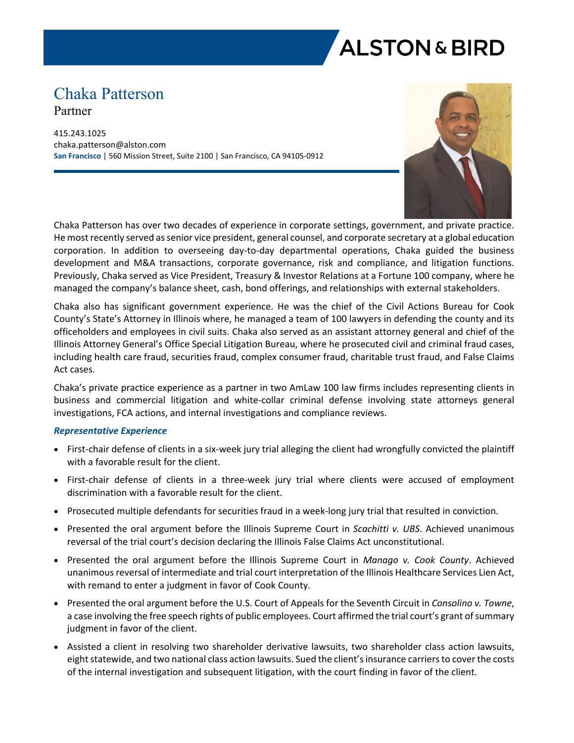# Chaka Patterson

Partner

415.243.1025
chaka.patterson@alston.com
**San Francisco** | 560 Mission Street, Suite 2100 | San Francisco, CA 94105-0912

Chaka Patterson has over two decades of experience in corporate settings, government, and private practice. He most recently served as senior vice president, general counsel, and corporate secretary at a global education corporation. In addition to overseeing day-to-day departmental operations, Chaka guided the business development and M&A transactions, corporate governance, risk and compliance, and litigation functions. Previously, Chaka served as Vice President, Treasury & Investor Relations at a Fortune 100 company, where he managed the company's balance sheet, cash, bond offerings, and relationships with external stakeholders.

Chaka also has significant government experience. He was the chief of the Civil Actions Bureau for Cook County's State's Attorney in Illinois where, he managed a team of 100 lawyers in defending the county and its officeholders and employees in civil suits. Chaka also served as an assistant attorney general and chief of the Illinois Attorney General's Office Special Litigation Bureau, where he prosecuted civil and criminal fraud cases, including health care fraud, securities fraud, complex consumer fraud, charitable trust fraud, and False Claims Act cases.

Chaka's private practice experience as a partner in two AmLaw 100 law firms includes representing clients in business and commercial litigation and white-collar criminal defense involving state attorneys general investigations, FCA actions, and internal investigations and compliance reviews.

### *Representative Experience*

- First-chair defense of clients in a six-week jury trial alleging the client had wrongfully convicted the plaintiff with a favorable result for the client.
- First-chair defense of clients in a three-week jury trial where clients were accused of employment discrimination with a favorable result for the client.
- Prosecuted multiple defendants for securities fraud in a week-long jury trial that resulted in conviction.
- Presented the oral argument before the Illinois Supreme Court in *Scachitti v. UBS*. Achieved unanimous reversal of the trial court's decision declaring the Illinois False Claims Act unconstitutional.
- Presented the oral argument before the Illinois Supreme Court in *Manago v. Cook County*. Achieved unanimous reversal of intermediate and trial court interpretation of the Illinois Healthcare Services Lien Act, with remand to enter a judgment in favor of Cook County.
- Presented the oral argument before the U.S. Court of Appeals for the Seventh Circuit in *Consolino v. Towne*, a case involving the free speech rights of public employees. Court affirmed the trial court's grant of summary judgment in favor of the client.
- Assisted a client in resolving two shareholder derivative lawsuits, two shareholder class action lawsuits, eight statewide, and two national class action lawsuits. Sued the client's insurance carriers to cover the costs of the internal investigation and subsequent litigation, with the court finding in favor of the client.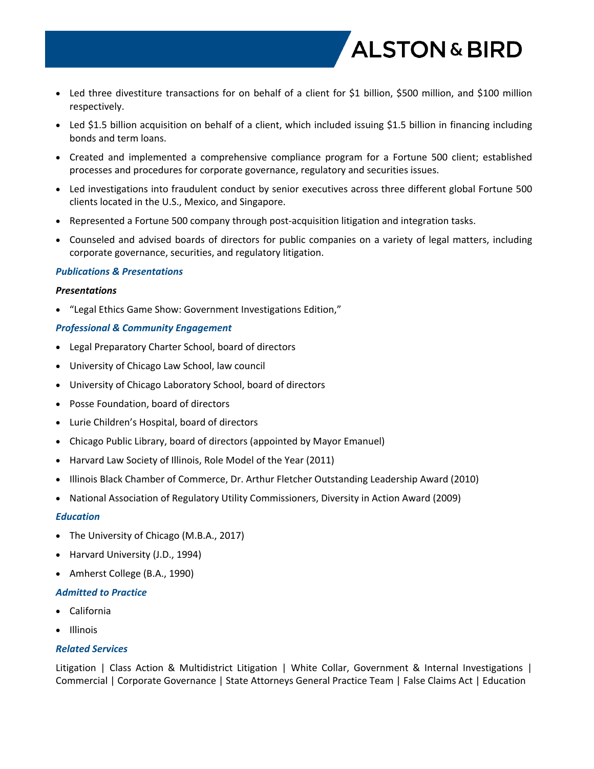- Led three divestiture transactions for on behalf of a client for $1 billion, $500 million, and $100 million respectively.
- Led $1.5 billion acquisition on behalf of a client, which included issuing $1.5 billion in financing including bonds and term loans.
- Created and implemented a comprehensive compliance program for a Fortune 500 client; established processes and procedures for corporate governance, regulatory and securities issues.
- Led investigations into fraudulent conduct by senior executives across three different global Fortune 500 clients located in the U.S., Mexico, and Singapore.
- Represented a Fortune 500 company through post-acquisition litigation and integration tasks.
- Counseled and advised boards of directors for public companies on a variety of legal matters, including corporate governance, securities, and regulatory litigation.

### *Publications & Presentations*

***Presentations***

- "Legal Ethics Game Show: Government Investigations Edition,"

### *Professional & Community Engagement*

- Legal Preparatory Charter School, board of directors
- University of Chicago Law School, law council
- University of Chicago Laboratory School, board of directors
- Posse Foundation, board of directors
- Lurie Children's Hospital, board of directors
- Chicago Public Library, board of directors (appointed by Mayor Emanuel)
- Harvard Law Society of Illinois, Role Model of the Year (2011)
- Illinois Black Chamber of Commerce, Dr. Arthur Fletcher Outstanding Leadership Award (2010)
- National Association of Regulatory Utility Commissioners, Diversity in Action Award (2009)

### *Education*

- The University of Chicago (M.B.A., 2017)
- Harvard University (J.D., 1994)
- Amherst College (B.A., 1990)

### *Admitted to Practice*

- California
- Illinois

### *Related Services*

Litigation | Class Action & Multidistrict Litigation | White Collar, Government & Internal Investigations | Commercial | Corporate Governance | State Attorneys General Practice Team | False Claims Act | Education